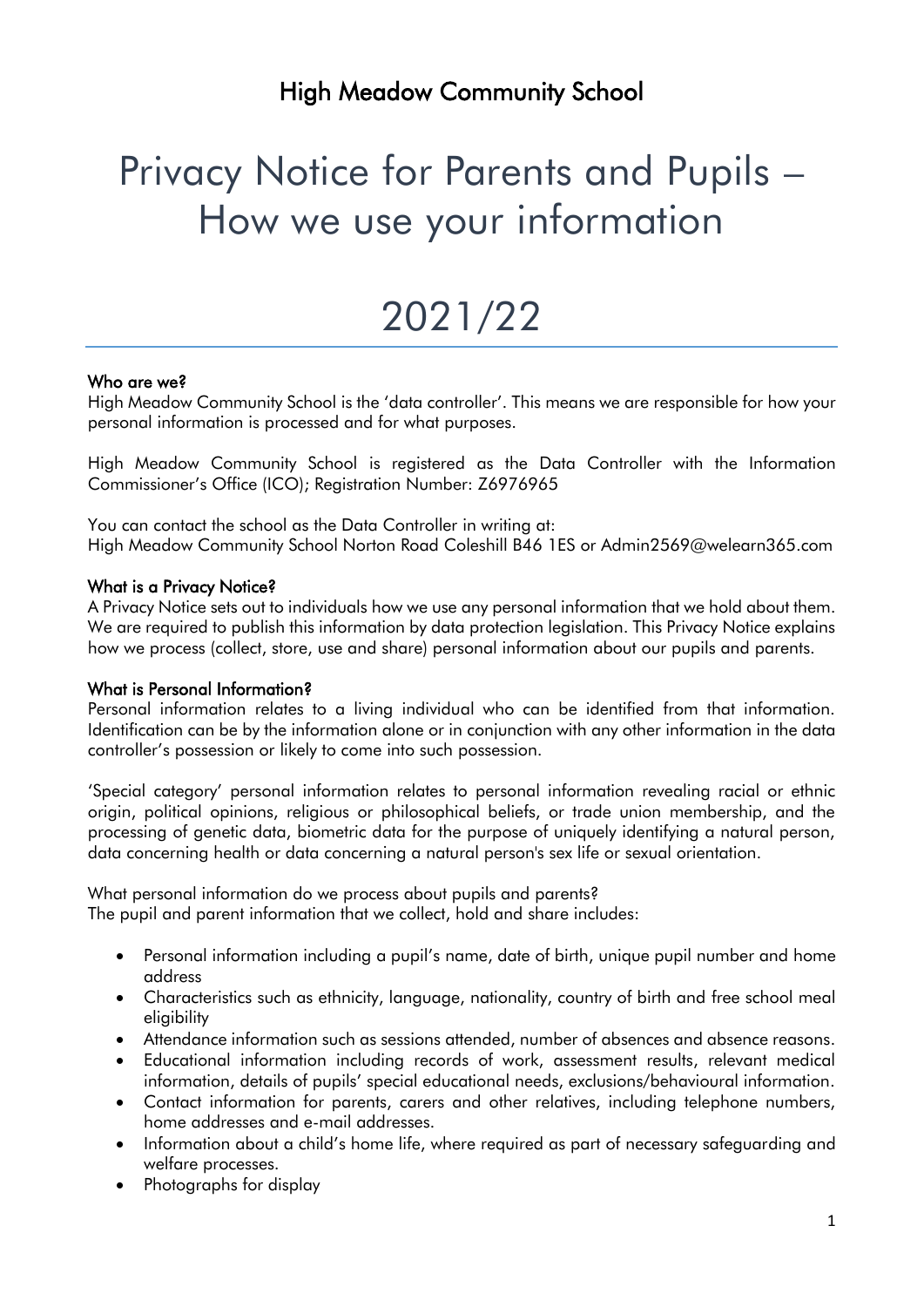## High Meadow Community School

# Privacy Notice for Parents and Pupils – How we use your information

# 2021/22

### Who are we?

High Meadow Community School is the 'data controller'. This means we are responsible for how your personal information is processed and for what purposes.

High Meadow Community School is registered as the Data Controller with the Information Commissioner's Office (ICO); Registration Number: Z6976965

You can contact the school as the Data Controller in writing at:
High Meadow Community School Norton Road Coleshill B46 1ES or Admin2569@welearn365.com

### What is a Privacy Notice?

A Privacy Notice sets out to individuals how we use any personal information that we hold about them. We are required to publish this information by data protection legislation. This Privacy Notice explains how we process (collect, store, use and share) personal information about our pupils and parents.

### What is Personal Information?

Personal information relates to a living individual who can be identified from that information. Identification can be by the information alone or in conjunction with any other information in the data controller's possession or likely to come into such possession.

'Special category' personal information relates to personal information revealing racial or ethnic origin, political opinions, religious or philosophical beliefs, or trade union membership, and the processing of genetic data, biometric data for the purpose of uniquely identifying a natural person, data concerning health or data concerning a natural person's sex life or sexual orientation.

What personal information do we process about pupils and parents?
The pupil and parent information that we collect, hold and share includes:

- Personal information including a pupil's name, date of birth, unique pupil number and home address
- Characteristics such as ethnicity, language, nationality, country of birth and free school meal eligibility
- Attendance information such as sessions attended, number of absences and absence reasons.
- Educational information including records of work, assessment results, relevant medical information, details of pupils' special educational needs, exclusions/behavioural information.
- Contact information for parents, carers and other relatives, including telephone numbers, home addresses and e-mail addresses.
- Information about a child's home life, where required as part of necessary safeguarding and welfare processes.
- Photographs for display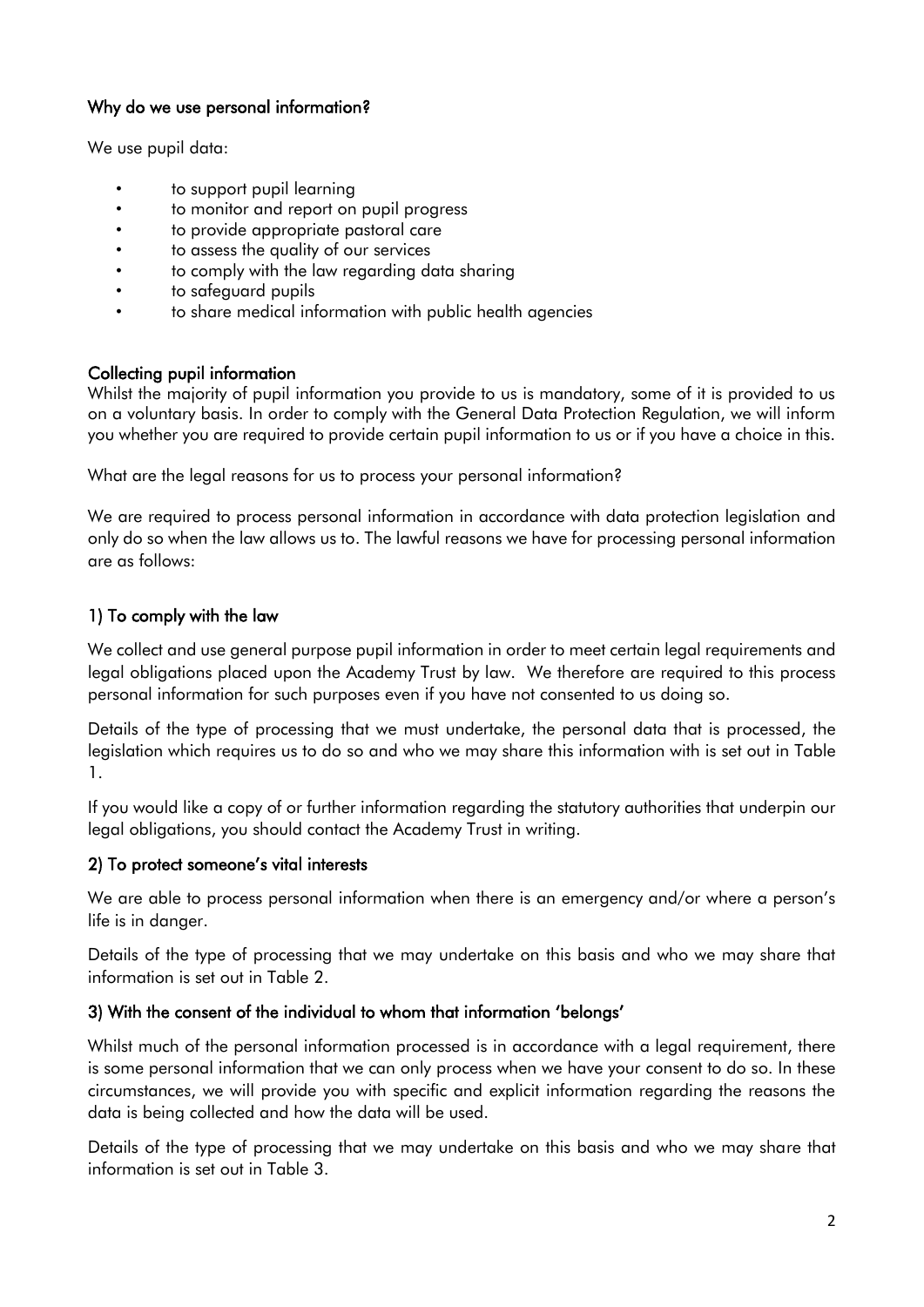## Why do we use personal information?

We use pupil data:

- to support pupil learning
- to monitor and report on pupil progress
- to provide appropriate pastoral care
- to assess the quality of our services
- to comply with the law regarding data sharing
- to safeguard pupils
- to share medical information with public health agencies

## Collecting pupil information

Whilst the majority of pupil information you provide to us is mandatory, some of it is provided to us on a voluntary basis. In order to comply with the General Data Protection Regulation, we will inform you whether you are required to provide certain pupil information to us or if you have a choice in this.

What are the legal reasons for us to process your personal information?

We are required to process personal information in accordance with data protection legislation and only do so when the law allows us to. The lawful reasons we have for processing personal information are as follows:

### 1) To comply with the law

We collect and use general purpose pupil information in order to meet certain legal requirements and legal obligations placed upon the Academy Trust by law. We therefore are required to this process personal information for such purposes even if you have not consented to us doing so.

Details of the type of processing that we must undertake, the personal data that is processed, the legislation which requires us to do so and who we may share this information with is set out in Table 1.

If you would like a copy of or further information regarding the statutory authorities that underpin our legal obligations, you should contact the Academy Trust in writing.

### 2) To protect someone's vital interests

We are able to process personal information when there is an emergency and/or where a person's life is in danger.

Details of the type of processing that we may undertake on this basis and who we may share that information is set out in Table 2.

### 3) With the consent of the individual to whom that information 'belongs'

Whilst much of the personal information processed is in accordance with a legal requirement, there is some personal information that we can only process when we have your consent to do so. In these circumstances, we will provide you with specific and explicit information regarding the reasons the data is being collected and how the data will be used.

Details of the type of processing that we may undertake on this basis and who we may share that information is set out in Table 3.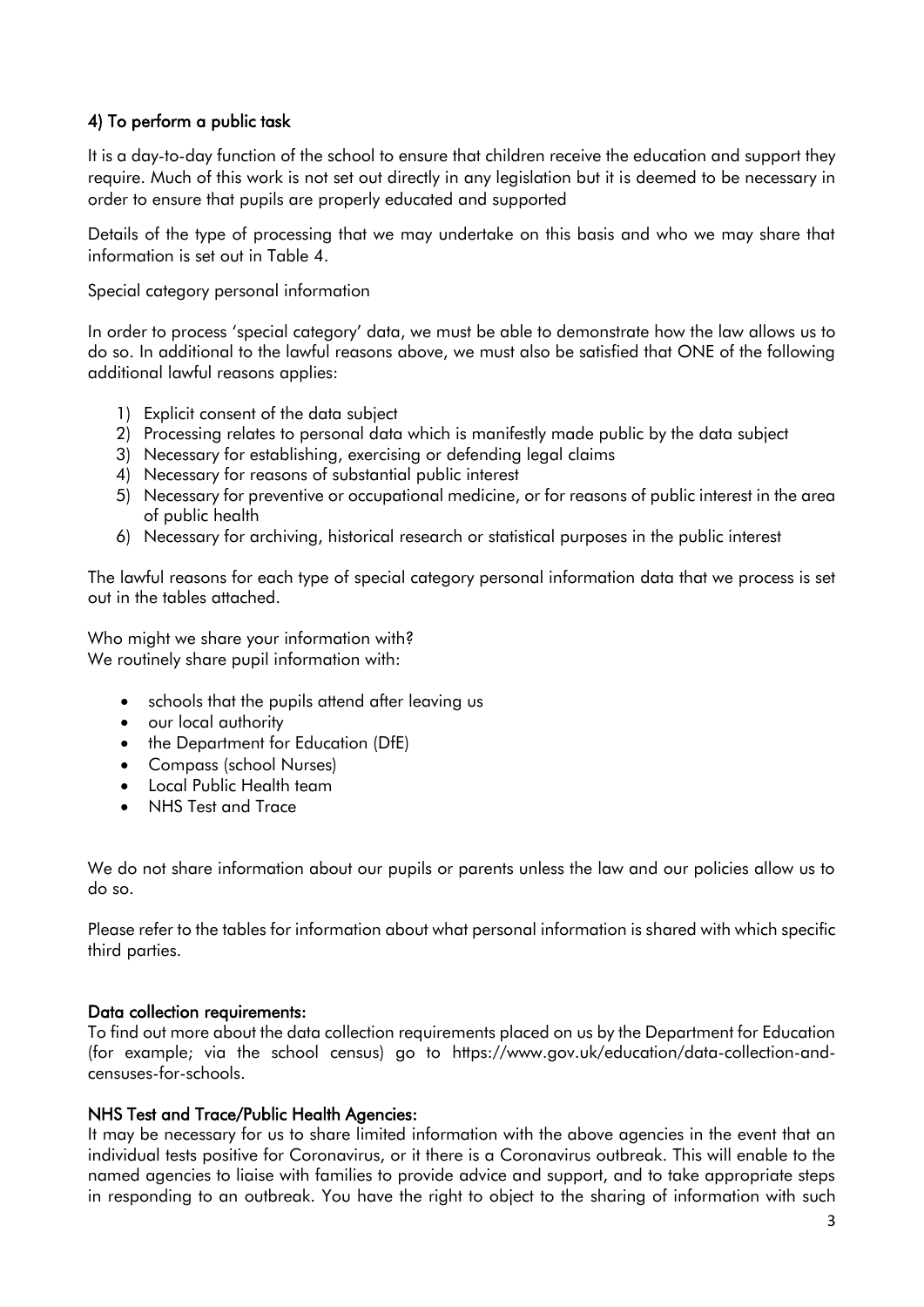### 4) To perform a public task

It is a day-to-day function of the school to ensure that children receive the education and support they require. Much of this work is not set out directly in any legislation but it is deemed to be necessary in order to ensure that pupils are properly educated and supported

Details of the type of processing that we may undertake on this basis and who we may share that information is set out in Table 4.

Special category personal information

In order to process 'special category' data, we must be able to demonstrate how the law allows us to do so. In additional to the lawful reasons above, we must also be satisfied that ONE of the following additional lawful reasons applies:

1) Explicit consent of the data subject
2) Processing relates to personal data which is manifestly made public by the data subject
3) Necessary for establishing, exercising or defending legal claims
4) Necessary for reasons of substantial public interest
5) Necessary for preventive or occupational medicine, or for reasons of public interest in the area of public health
6) Necessary for archiving, historical research or statistical purposes in the public interest

The lawful reasons for each type of special category personal information data that we process is set out in the tables attached.

Who might we share your information with?
We routinely share pupil information with:

- schools that the pupils attend after leaving us
- our local authority
- the Department for Education (DfE)
- Compass (school Nurses)
- Local Public Health team
- NHS Test and Trace

We do not share information about our pupils or parents unless the law and our policies allow us to do so.

Please refer to the tables for information about what personal information is shared with which specific third parties.

### Data collection requirements:

To find out more about the data collection requirements placed on us by the Department for Education (for example; via the school census) go to https://www.gov.uk/education/data-collection-and-censuses-for-schools.

### NHS Test and Trace/Public Health Agencies:

It may be necessary for us to share limited information with the above agencies in the event that an individual tests positive for Coronavirus, or it there is a Coronavirus outbreak. This will enable to the named agencies to liaise with families to provide advice and support, and to take appropriate steps in responding to an outbreak. You have the right to object to the sharing of information with such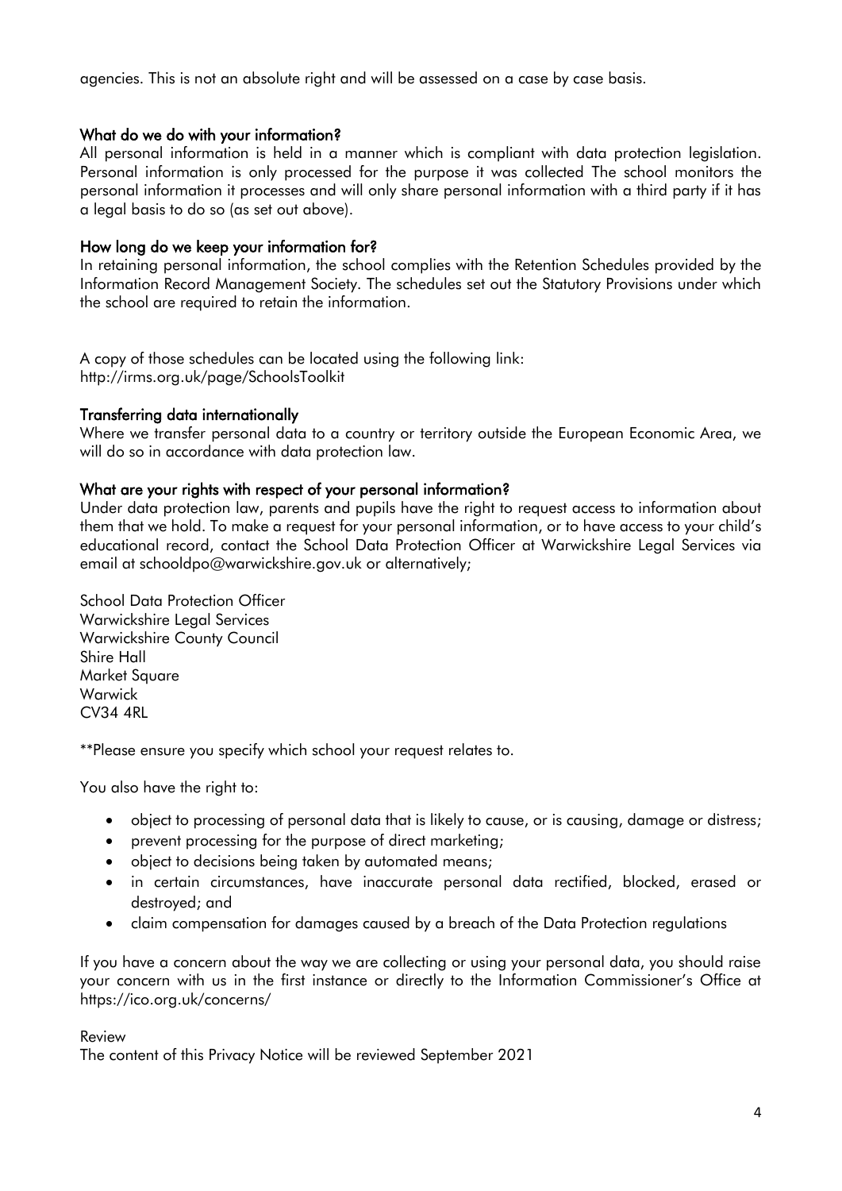agencies. This is not an absolute right and will be assessed on a case by case basis.

## What do we do with your information?

All personal information is held in a manner which is compliant with data protection legislation. Personal information is only processed for the purpose it was collected The school monitors the personal information it processes and will only share personal information with a third party if it has a legal basis to do so (as set out above).

## How long do we keep your information for?

In retaining personal information, the school complies with the Retention Schedules provided by the Information Record Management Society. The schedules set out the Statutory Provisions under which the school are required to retain the information.

A copy of those schedules can be located using the following link:
http://irms.org.uk/page/SchoolsToolkit

## Transferring data internationally

Where we transfer personal data to a country or territory outside the European Economic Area, we will do so in accordance with data protection law.

## What are your rights with respect of your personal information?

Under data protection law, parents and pupils have the right to request access to information about them that we hold. To make a request for your personal information, or to have access to your child's educational record, contact the School Data Protection Officer at Warwickshire Legal Services via email at schooldpo@warwickshire.gov.uk or alternatively;

School Data Protection Officer
Warwickshire Legal Services
Warwickshire County Council
Shire Hall
Market Square
Warwick
CV34 4RL

**Please ensure you specify which school your request relates to.

You also have the right to:

- object to processing of personal data that is likely to cause, or is causing, damage or distress;
- prevent processing for the purpose of direct marketing;
- object to decisions being taken by automated means;
- in certain circumstances, have inaccurate personal data rectified, blocked, erased or destroyed; and
- claim compensation for damages caused by a breach of the Data Protection regulations

If you have a concern about the way we are collecting or using your personal data, you should raise your concern with us in the first instance or directly to the Information Commissioner's Office at https://ico.org.uk/concerns/

Review
The content of this Privacy Notice will be reviewed September 2021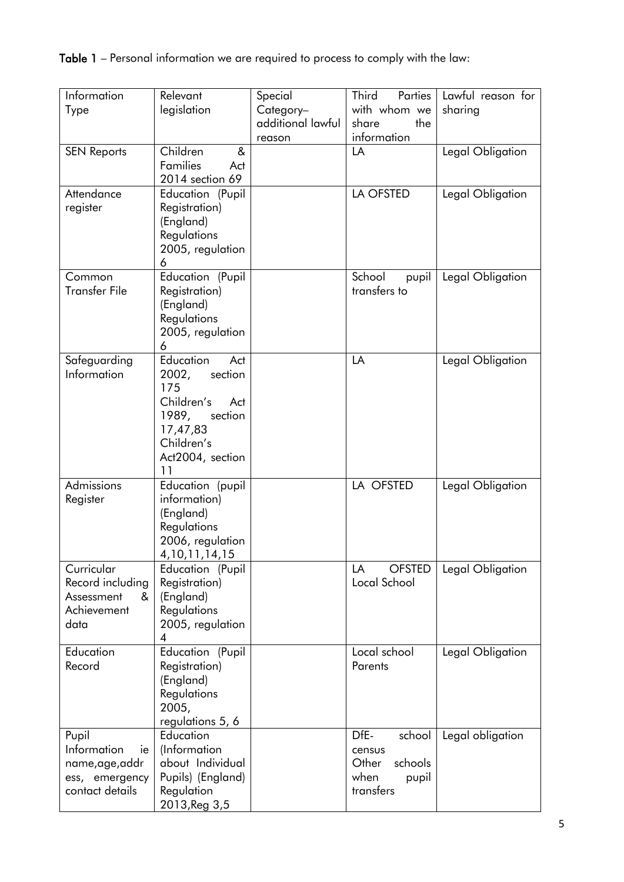**Table 1** – Personal information we are required to process to comply with the law:

| Information Type | Relevant legislation | Special Category– additional lawful reason | Third Parties with whom we share the information | Lawful reason for sharing |
|---|---|---|---|---|
| SEN Reports | Children & Families Act 2014 section 69 | | LA | Legal Obligation |
| Attendance register | Education (Pupil Registration) (England) Regulations 2005, regulation 6 | | LA OFSTED | Legal Obligation |
| Common Transfer File | Education (Pupil Registration) (England) Regulations 2005, regulation 6 | | School pupil transfers to | Legal Obligation |
| Safeguarding Information | Education Act 2002, section 175 Children's Act 1989, section 17,47,83 Children's Act2004, section 11 | | LA | Legal Obligation |
| Admissions Register | Education (pupil information) (England) Regulations 2006, regulation 4,10,11,14,15 | | LA OFSTED | Legal Obligation |
| Curricular Record including Assessment & Achievement data | Education (Pupil Registration) (England) Regulations 2005, regulation 4 | | LA OFSTED Local School | Legal Obligation |
| Education Record | Education (Pupil Registration) (England) Regulations 2005, regulations 5, 6 | | Local school Parents | Legal Obligation |
| Pupil Information ie name,age,address, emergency contact details | Education (Information about Individual Pupils) (England) Regulation 2013,Reg 3,5 | | DfE- school census Other schools when pupil transfers | Legal obligation |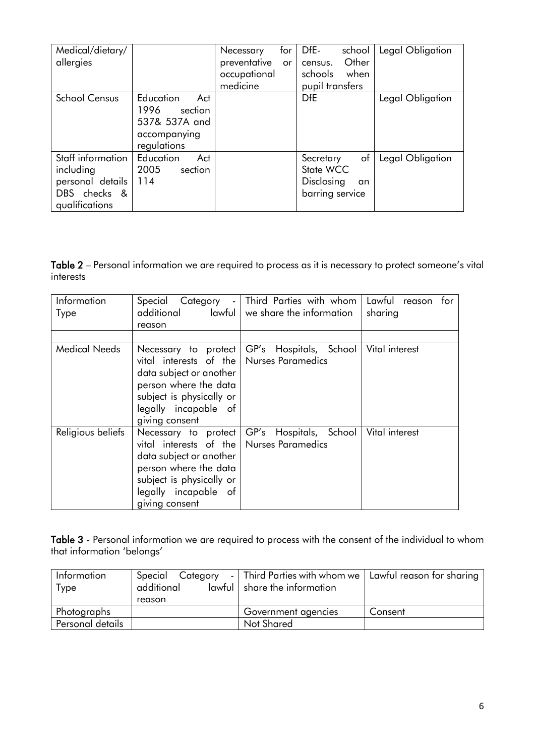| Medical/dietary/ allergies | | Necessary for preventative or occupational medicine | DfE- school census. Other schools when pupil transfers | Legal Obligation |
|---|---|---|---|---|
| School Census | Education Act 1996 section 537& 537A and accompanying regulations | | DfE | Legal Obligation |
| Staff information including personal details DBS checks & qualifications | Education Act 2005 section 114 | | Secretary of State WCC Disclosing an barring service | Legal Obligation |

**Table 2** – Personal information we are required to process as it is necessary to protect someone's vital interests

| Information Type | Special Category - additional lawful reason | Third Parties with whom we share the information | Lawful reason for sharing |
|---|---|---|---|
| | | | |
| Medical Needs | Necessary to protect vital interests of the data subject or another person where the data subject is physically or legally incapable of giving consent | GP's Hospitals, School Nurses Paramedics | Vital interest |
| Religious beliefs | Necessary to protect vital interests of the data subject or another person where the data subject is physically or legally incapable of giving consent | GP's Hospitals, School Nurses Paramedics | Vital interest |

**Table 3** - Personal information we are required to process with the consent of the individual to whom that information 'belongs'

| Information Type | Special Category - additional lawful reason | Third Parties with whom we share the information | Lawful reason for sharing |
|---|---|---|---|
| Photographs | | Government agencies | Consent |
| Personal details | | Not Shared | |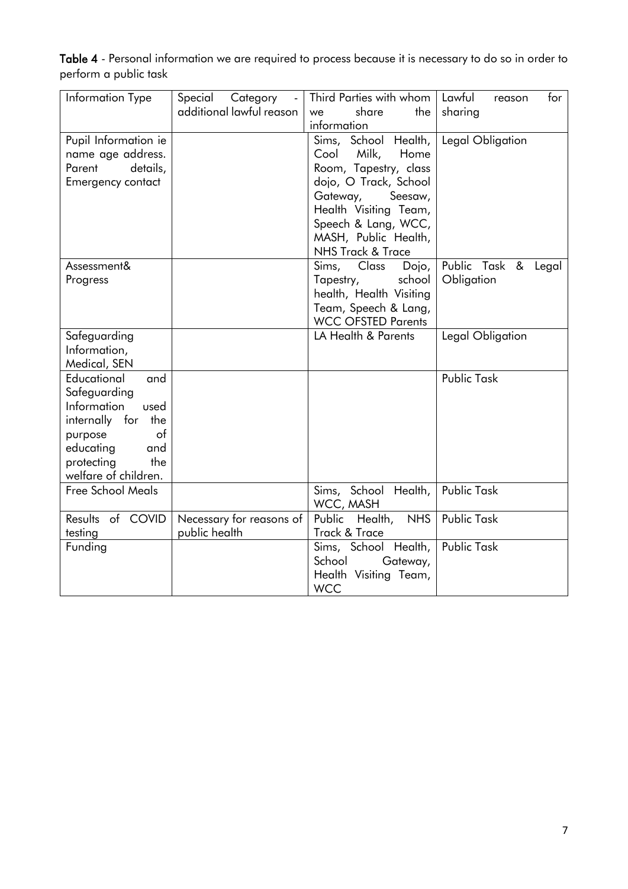**Table 4** - Personal information we are required to process because it is necessary to do so in order to perform a public task

| Information Type | Special Category - additional lawful reason | Third Parties with whom we share the information | Lawful reason for sharing |
|---|---|---|---|
| Pupil Information ie name age address. Parent details, Emergency contact | | Sims, School Health, Cool Milk, Home Room, Tapestry, class dojo, O Track, School Gateway, Seesaw, Health Visiting Team, Speech & Lang, WCC, MASH, Public Health, NHS Track & Trace | Legal Obligation |
| Assessment& Progress | | Sims, Class Dojo, Tapestry, school health, Health Visiting Team, Speech & Lang, WCC OFSTED Parents | Public Task & Legal Obligation |
| Safeguarding Information, Medical, SEN | | LA Health & Parents | Legal Obligation |
| Educational and Safeguarding Information used internally for the purpose of educating and protecting the welfare of children. | | | Public Task |
| Free School Meals | | Sims, School Health, WCC, MASH | Public Task |
| Results of COVID testing | Necessary for reasons of public health | Public Health, NHS Track & Trace | Public Task |
| Funding | | Sims, School Health, School Gateway, Health Visiting Team, WCC | Public Task |